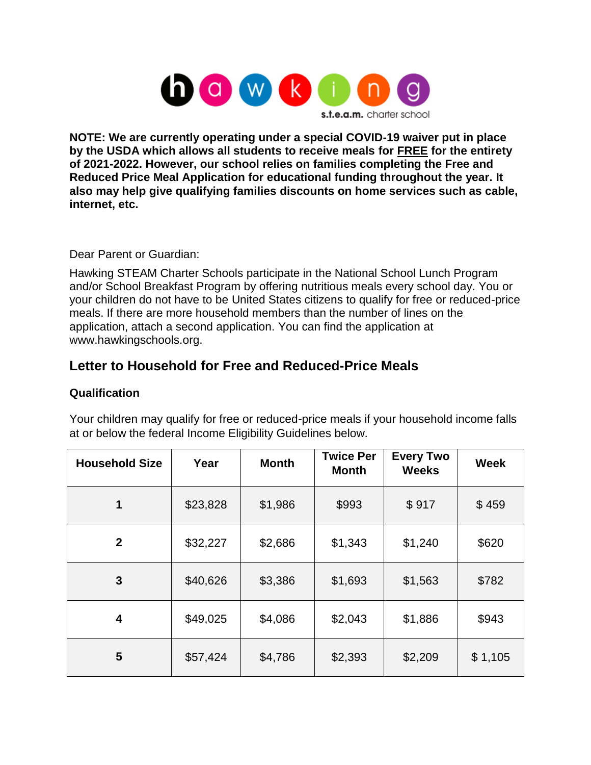hawking s.t.e.a.m. charter school

**NOTE: We are currently operating under a special COVID-19 waiver put in place by the USDA which allows all students to receive meals for FREE for the entirety of 2021-2022. However, our school relies on families completing the Free and Reduced Price Meal Application for educational funding throughout the year. It also may help give qualifying families discounts on home services such as cable, internet, etc.**

Dear Parent or Guardian:

Hawking STEAM Charter Schools participate in the National School Lunch Program and/or School Breakfast Program by offering nutritious meals every school day. You or your children do not have to be United States citizens to qualify for free or reduced-price meals. If there are more household members than the number of lines on the application, attach a second application. You can find the application at www.hawkingschools.org.

## Letter to Household for Free and Reduced-Price Meals

### Qualification

Your children may qualify for free or reduced-price meals if your household income falls at or below the federal Income Eligibility Guidelines below.

| Household Size | Year | Month | Twice Per Month | Every Two Weeks | Week |
|---|---|---|---|---|---|
| 1 | $23,828 | $1,986 | $993 | $ 917 | $ 459 |
| 2 | $32,227 | $2,686 | $1,343 | $1,240 | $620 |
| 3 | $40,626 | $3,386 | $1,693 | $1,563 | $782 |
| 4 | $49,025 | $4,086 | $2,043 | $1,886 | $943 |
| 5 | $57,424 | $4,786 | $2,393 | $2,209 | $ 1,105 |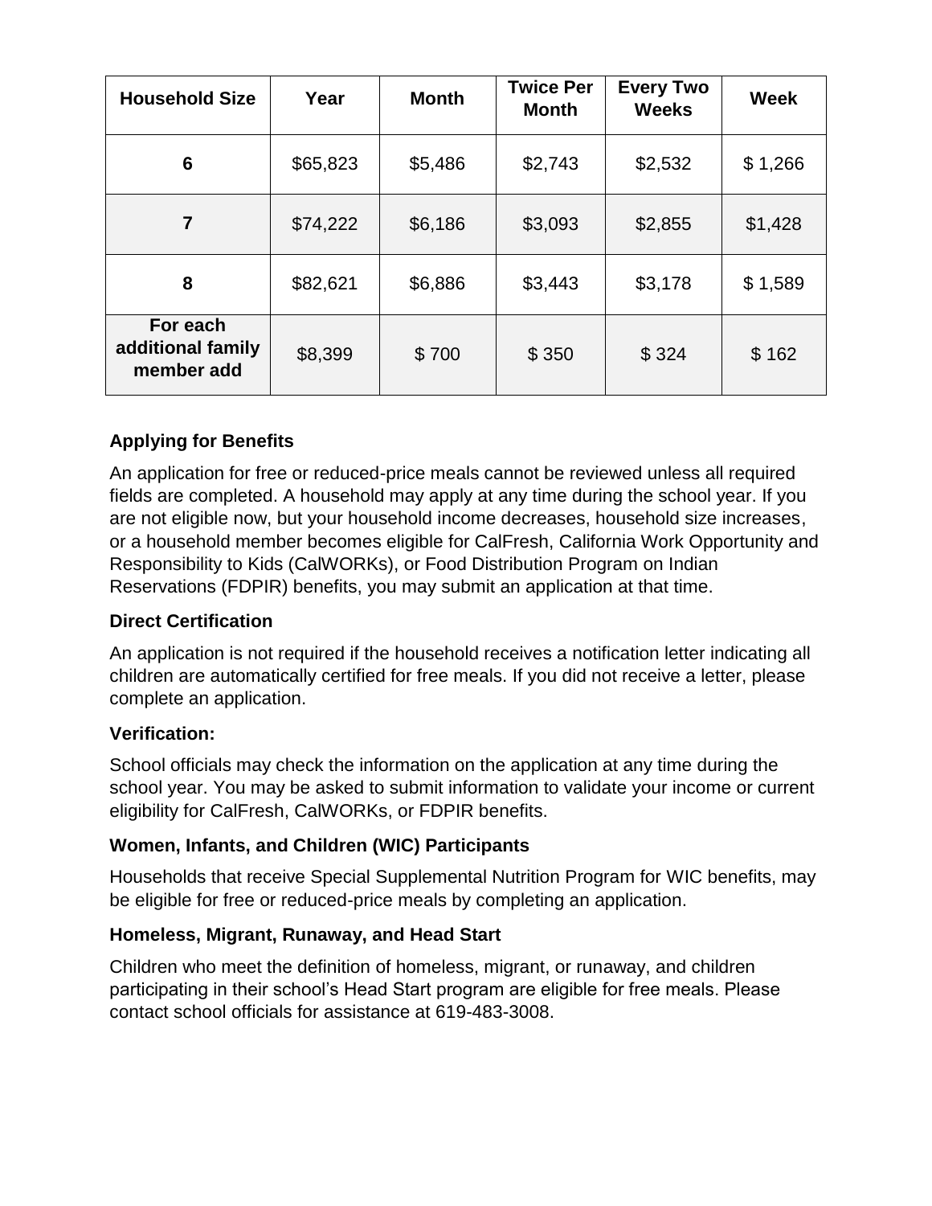| Household Size | Year | Month | Twice Per Month | Every Two Weeks | Week |
|---|---|---|---|---|---|
| **6** | $65,823 | $5,486 | $2,743 | $2,532 | $ 1,266 |
| **7** | $74,222 | $6,186 | $3,093 | $2,855 | $1,428 |
| **8** | $82,621 | $6,886 | $3,443 | $3,178 | $ 1,589 |
| **For each additional family member add** | $8,399 | $ 700 | $ 350 | $ 324 | $ 162 |

### Applying for Benefits

An application for free or reduced-price meals cannot be reviewed unless all required fields are completed. A household may apply at any time during the school year. If you are not eligible now, but your household income decreases, household size increases, or a household member becomes eligible for CalFresh, California Work Opportunity and Responsibility to Kids (CalWORKs), or Food Distribution Program on Indian Reservations (FDPIR) benefits, you may submit an application at that time.

### Direct Certification

An application is not required if the household receives a notification letter indicating all children are automatically certified for free meals. If you did not receive a letter, please complete an application.

### Verification:

School officials may check the information on the application at any time during the school year. You may be asked to submit information to validate your income or current eligibility for CalFresh, CalWORKs, or FDPIR benefits.

### Women, Infants, and Children (WIC) Participants

Households that receive Special Supplemental Nutrition Program for WIC benefits, may be eligible for free or reduced-price meals by completing an application.

### Homeless, Migrant, Runaway, and Head Start

Children who meet the definition of homeless, migrant, or runaway, and children participating in their school's Head Start program are eligible for free meals. Please contact school officials for assistance at 619-483-3008.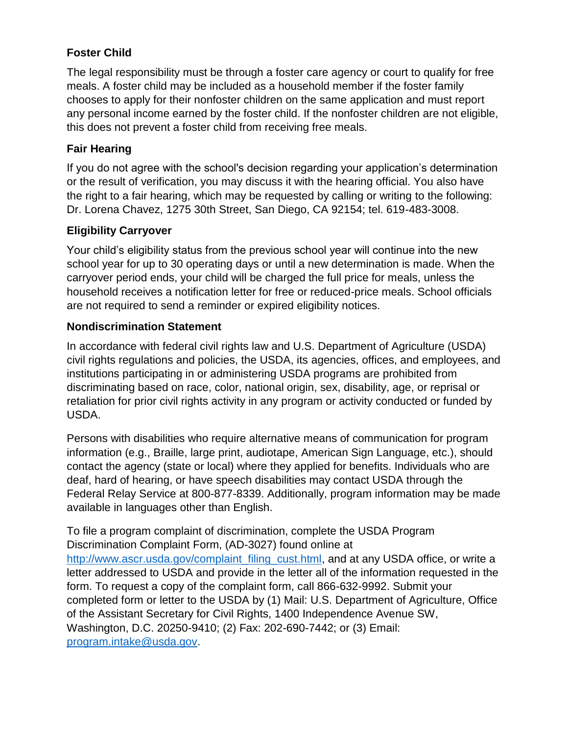### Foster Child

The legal responsibility must be through a foster care agency or court to qualify for free meals. A foster child may be included as a household member if the foster family chooses to apply for their nonfoster children on the same application and must report any personal income earned by the foster child. If the nonfoster children are not eligible, this does not prevent a foster child from receiving free meals.

### Fair Hearing

If you do not agree with the school's decision regarding your application's determination or the result of verification, you may discuss it with the hearing official. You also have the right to a fair hearing, which may be requested by calling or writing to the following: Dr. Lorena Chavez, 1275 30th Street, San Diego, CA 92154; tel. 619-483-3008.

### Eligibility Carryover

Your child's eligibility status from the previous school year will continue into the new school year for up to 30 operating days or until a new determination is made. When the carryover period ends, your child will be charged the full price for meals, unless the household receives a notification letter for free or reduced-price meals. School officials are not required to send a reminder or expired eligibility notices.

### Nondiscrimination Statement

In accordance with federal civil rights law and U.S. Department of Agriculture (USDA) civil rights regulations and policies, the USDA, its agencies, offices, and employees, and institutions participating in or administering USDA programs are prohibited from discriminating based on race, color, national origin, sex, disability, age, or reprisal or retaliation for prior civil rights activity in any program or activity conducted or funded by USDA.

Persons with disabilities who require alternative means of communication for program information (e.g., Braille, large print, audiotape, American Sign Language, etc.), should contact the agency (state or local) where they applied for benefits. Individuals who are deaf, hard of hearing, or have speech disabilities may contact USDA through the Federal Relay Service at 800-877-8339. Additionally, program information may be made available in languages other than English.

To file a program complaint of discrimination, complete the USDA Program Discrimination Complaint Form, (AD-3027) found online at [http://www.ascr.usda.gov/complaint_filing_cust.html](http://www.ascr.usda.gov/complaint_filing_cust.html), and at any USDA office, or write a letter addressed to USDA and provide in the letter all of the information requested in the form. To request a copy of the complaint form, call 866-632-9992. Submit your completed form or letter to the USDA by (1) Mail: U.S. Department of Agriculture, Office of the Assistant Secretary for Civil Rights, 1400 Independence Avenue SW, Washington, D.C. 20250-9410; (2) Fax: 202-690-7442; or (3) Email: [program.intake@usda.gov](mailto:program.intake@usda.gov).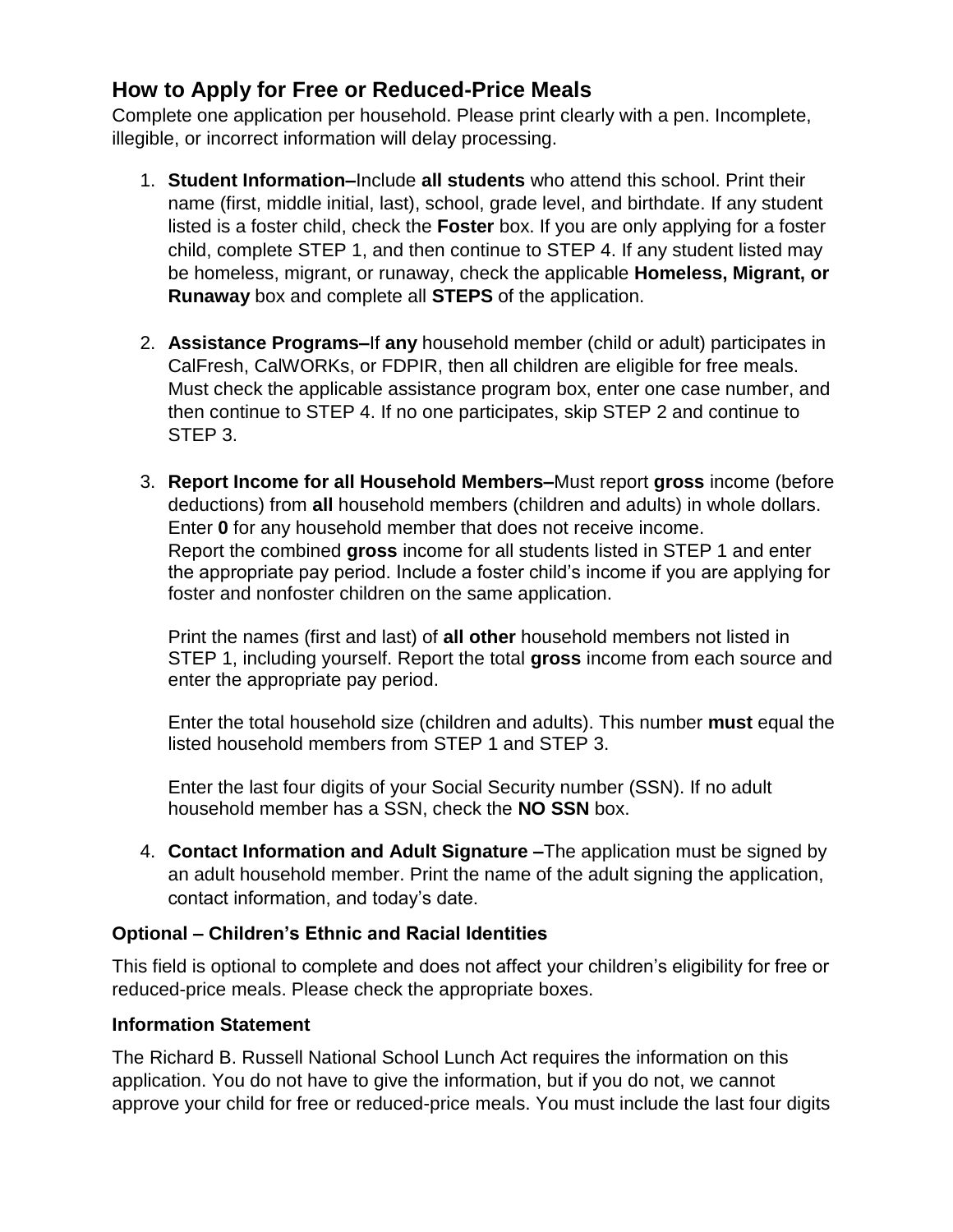## How to Apply for Free or Reduced-Price Meals

Complete one application per household. Please print clearly with a pen. Incomplete, illegible, or incorrect information will delay processing.

1. **Student Information–**Include **all students** who attend this school. Print their name (first, middle initial, last), school, grade level, and birthdate. If any student listed is a foster child, check the **Foster** box. If you are only applying for a foster child, complete STEP 1, and then continue to STEP 4. If any student listed may be homeless, migrant, or runaway, check the applicable **Homeless, Migrant, or Runaway** box and complete all **STEPS** of the application.

2. **Assistance Programs–**If **any** household member (child or adult) participates in CalFresh, CalWORKs, or FDPIR, then all children are eligible for free meals. Must check the applicable assistance program box, enter one case number, and then continue to STEP 4. If no one participates, skip STEP 2 and continue to STEP 3.

3. **Report Income for all Household Members–**Must report **gross** income (before deductions) from **all** household members (children and adults) in whole dollars. Enter **0** for any household member that does not receive income.
   Report the combined **gross** income for all students listed in STEP 1 and enter the appropriate pay period. Include a foster child's income if you are applying for foster and nonfoster children on the same application.

   Print the names (first and last) of **all other** household members not listed in STEP 1, including yourself. Report the total **gross** income from each source and enter the appropriate pay period.

   Enter the total household size (children and adults). This number **must** equal the listed household members from STEP 1 and STEP 3.

   Enter the last four digits of your Social Security number (SSN). If no adult household member has a SSN, check the **NO SSN** box.

4. **Contact Information and Adult Signature –**The application must be signed by an adult household member. Print the name of the adult signing the application, contact information, and today's date.

**Optional – Children's Ethnic and Racial Identities**

This field is optional to complete and does not affect your children's eligibility for free or reduced-price meals. Please check the appropriate boxes.

**Information Statement**

The Richard B. Russell National School Lunch Act requires the information on this application. You do not have to give the information, but if you do not, we cannot approve your child for free or reduced-price meals. You must include the last four digits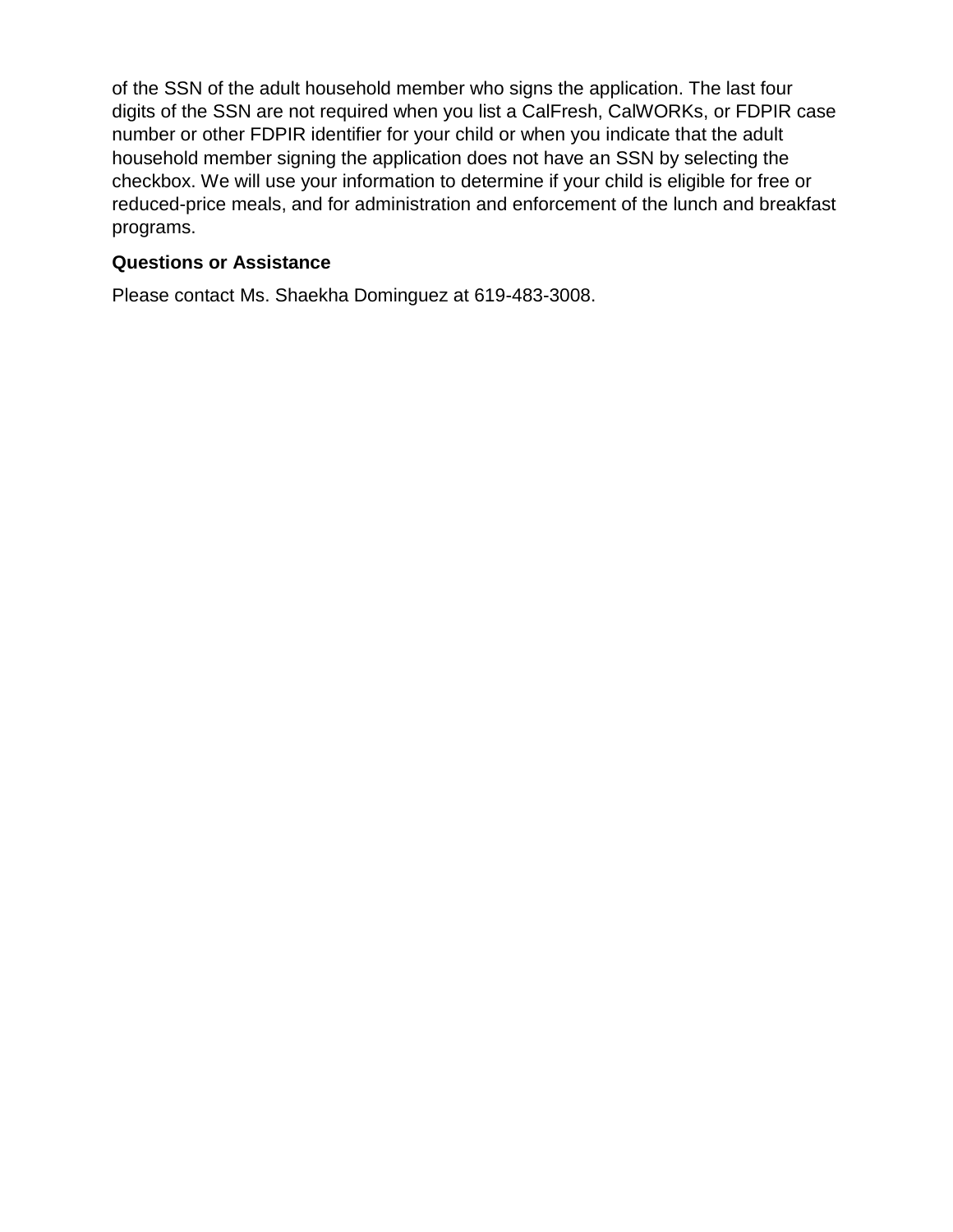of the SSN of the adult household member who signs the application. The last four digits of the SSN are not required when you list a CalFresh, CalWORKs, or FDPIR case number or other FDPIR identifier for your child or when you indicate that the adult household member signing the application does not have an SSN by selecting the checkbox. We will use your information to determine if your child is eligible for free or reduced-price meals, and for administration and enforcement of the lunch and breakfast programs.

**Questions or Assistance**

Please contact Ms. Shaekha Dominguez at 619-483-3008.